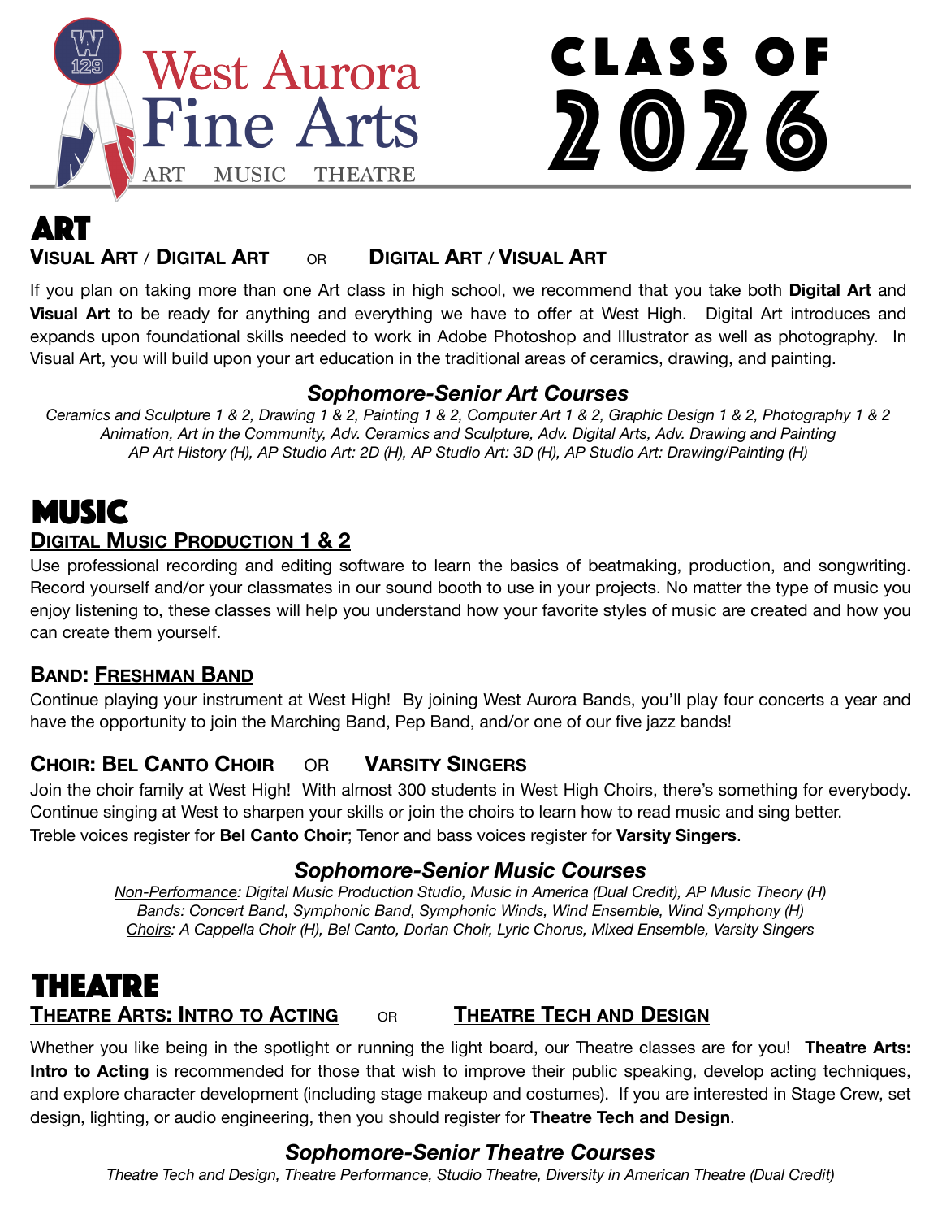# West Aurora Fine Arts

ART MUSIC THEATRE

# CLASS OF 2026

## ART

### Visual Art / Digital Art OR Digital Art / Visual Art

If you plan on taking more than one Art class in high school, we recommend that you take both **Digital Art** and **Visual Art** to be ready for anything and everything we have to offer at West High. Digital Art introduces and expands upon foundational skills needed to work in Adobe Photoshop and Illustrator as well as photography. In Visual Art, you will build upon your art education in the traditional areas of ceramics, drawing, and painting.

#### *Sophomore-Senior Art Courses*

*Ceramics and Sculpture 1 & 2, Drawing 1 & 2, Painting 1 & 2, Computer Art 1 & 2, Graphic Design 1 & 2, Photography 1 & 2*
*Animation, Art in the Community, Adv. Ceramics and Sculpture, Adv. Digital Arts, Adv. Drawing and Painting*
*AP Art History (H), AP Studio Art: 2D (H), AP Studio Art: 3D (H), AP Studio Art: Drawing/Painting (H)*

## MUSIC

### Digital Music Production 1 & 2

Use professional recording and editing software to learn the basics of beatmaking, production, and songwriting. Record yourself and/or your classmates in our sound booth to use in your projects. No matter the type of music you enjoy listening to, these classes will help you understand how your favorite styles of music are created and how you can create them yourself.

### Band: Freshman Band

Continue playing your instrument at West High! By joining West Aurora Bands, you'll play four concerts a year and have the opportunity to join the Marching Band, Pep Band, and/or one of our five jazz bands!

### Choir: Bel Canto Choir OR Varsity Singers

Join the choir family at West High! With almost 300 students in West High Choirs, there's something for everybody. Continue singing at West to sharpen your skills or join the choirs to learn how to read music and sing better.
Treble voices register for **Bel Canto Choir**; Tenor and bass voices register for **Varsity Singers**.

#### *Sophomore-Senior Music Courses*

*Non-Performance: Digital Music Production Studio, Music in America (Dual Credit), AP Music Theory (H)*
*Bands: Concert Band, Symphonic Band, Symphonic Winds, Wind Ensemble, Wind Symphony (H)*
*Choirs: A Cappella Choir (H), Bel Canto, Dorian Choir, Lyric Chorus, Mixed Ensemble, Varsity Singers*

## THEATRE

### Theatre Arts: Intro to Acting OR Theatre Tech and Design

Whether you like being in the spotlight or running the light board, our Theatre classes are for you! **Theatre Arts: Intro to Acting** is recommended for those that wish to improve their public speaking, develop acting techniques, and explore character development (including stage makeup and costumes). If you are interested in Stage Crew, set design, lighting, or audio engineering, then you should register for **Theatre Tech and Design**.

#### *Sophomore-Senior Theatre Courses*

*Theatre Tech and Design, Theatre Performance, Studio Theatre, Diversity in American Theatre (Dual Credit)*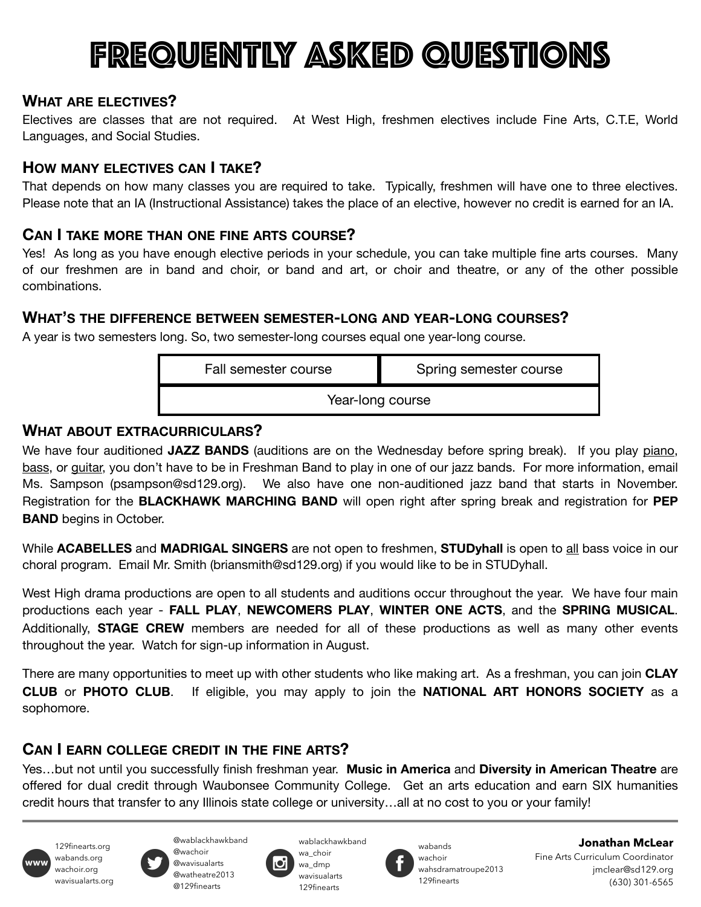# FREQUENTLY ASKED QUESTIONS

## What are electives?

Electives are classes that are not required. At West High, freshmen electives include Fine Arts, C.T.E, World Languages, and Social Studies.

## How many electives can I take?

That depends on how many classes you are required to take. Typically, freshmen will have one to three electives. Please note that an IA (Instructional Assistance) takes the place of an elective, however no credit is earned for an IA.

## Can I take more than one fine arts course?

Yes! As long as you have enough elective periods in your schedule, you can take multiple fine arts courses. Many of our freshmen are in band and choir, or band and art, or choir and theatre, or any of the other possible combinations.

## What's the difference between semester-long and year-long courses?

A year is two semesters long. So, two semester-long courses equal one year-long course.

| | |
|---|---|
| Fall semester course | Spring semester course |
| Year-long course | |

## What about extracurriculars?

We have four auditioned **JAZZ BANDS** (auditions are on the Wednesday before spring break). If you play piano, bass, or guitar, you don't have to be in Freshman Band to play in one of our jazz bands. For more information, email Ms. Sampson (psampson@sd129.org). We also have one non-auditioned jazz band that starts in November. Registration for the **BLACKHAWK MARCHING BAND** will open right after spring break and registration for **PEP BAND** begins in October.

While **ACABELLES** and **MADRIGAL SINGERS** are not open to freshmen, **STUDyhall** is open to all bass voice in our choral program. Email Mr. Smith (briansmith@sd129.org) if you would like to be in STUDyhall.

West High drama productions are open to all students and auditions occur throughout the year. We have four main productions each year - **FALL PLAY**, **NEWCOMERS PLAY**, **WINTER ONE ACTS**, and the **SPRING MUSICAL**. Additionally, **STAGE CREW** members are needed for all of these productions as well as many other events throughout the year. Watch for sign-up information in August.

There are many opportunities to meet up with other students who like making art. As a freshman, you can join **CLAY CLUB** or **PHOTO CLUB**. If eligible, you may apply to join the **NATIONAL ART HONORS SOCIETY** as a sophomore.

## Can I earn college credit in the fine arts?

Yes…but not until you successfully finish freshman year. **Music in America** and **Diversity in American Theatre** are offered for dual credit through Waubonsee Community College. Get an arts education and earn SIX humanities credit hours that transfer to any Illinois state college or university…all at no cost to you or your family!

---

www: 129finearts.org, wabands.org, wachoir.org, wavisualarts.org

Twitter: @wablackhawkband, @wachoir, @wavisualarts, @watheatre2013, @129finearts

Instagram: wablackhawkband, wa_choir, wa_dmp, wavisualarts, 129finearts

Facebook: wabands, wachoir, wahsdramatroupe2013, 129finearts

**Jonathan McLear**
Fine Arts Curriculum Coordinator
jmclear@sd129.org
(630) 301-6565